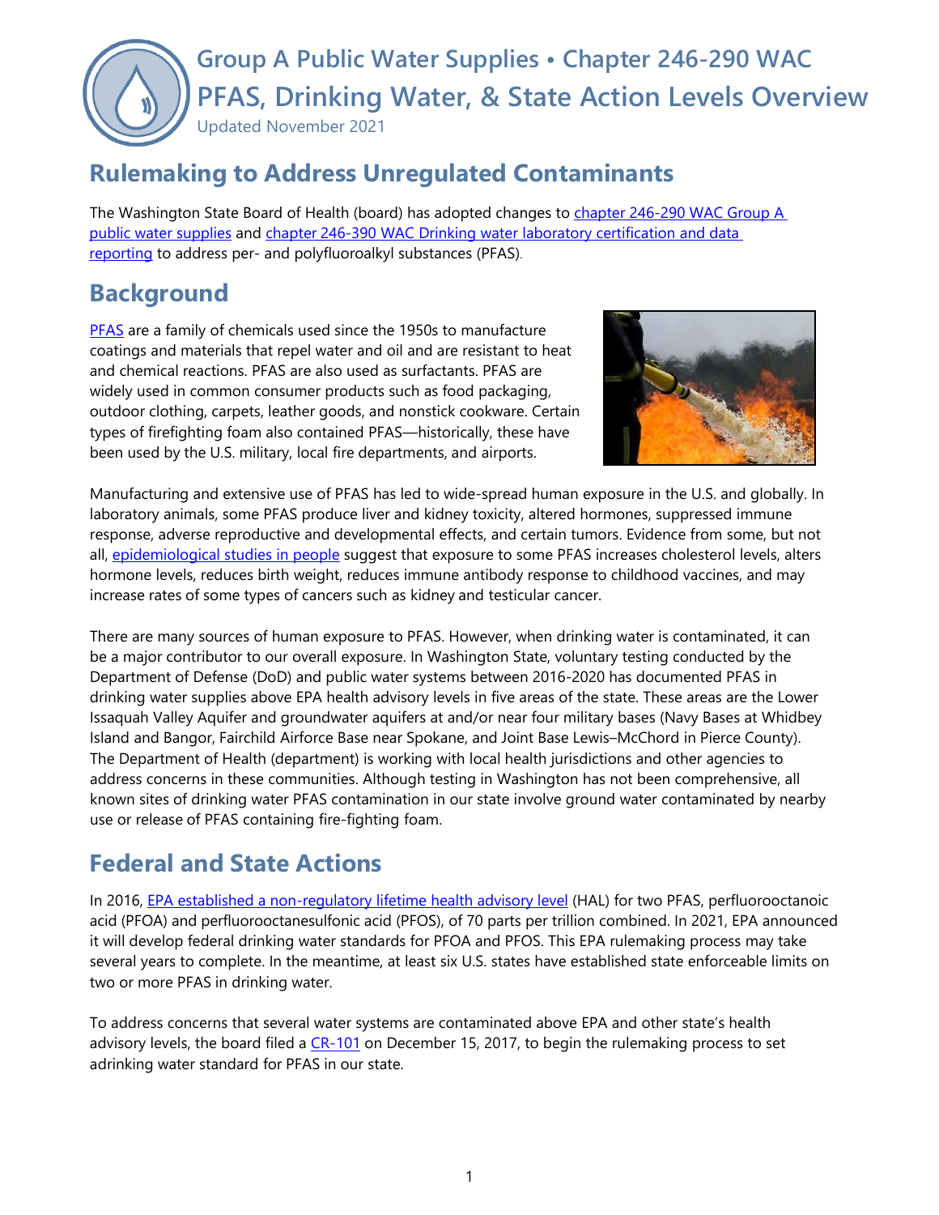# Group A Public Water Supplies • Chapter 246-290 WAC
# PFAS, Drinking Water, & State Action Levels Overview

Updated November 2021

## Rulemaking to Address Unregulated Contaminants

The Washington State Board of Health (board) has adopted changes to chapter 246-290 WAC Group A public water supplies and chapter 246-390 WAC Drinking water laboratory certification and data reporting to address per- and polyfluoroalkyl substances (PFAS).

## Background

PFAS are a family of chemicals used since the 1950s to manufacture coatings and materials that repel water and oil and are resistant to heat and chemical reactions. PFAS are also used as surfactants. PFAS are widely used in common consumer products such as food packaging, outdoor clothing, carpets, leather goods, and nonstick cookware. Certain types of firefighting foam also contained PFAS—historically, these have been used by the U.S. military, local fire departments, and airports.

Manufacturing and extensive use of PFAS has led to wide-spread human exposure in the U.S. and globally. In laboratory animals, some PFAS produce liver and kidney toxicity, altered hormones, suppressed immune response, adverse reproductive and developmental effects, and certain tumors. Evidence from some, but not all, epidemiological studies in people suggest that exposure to some PFAS increases cholesterol levels, alters hormone levels, reduces birth weight, reduces immune antibody response to childhood vaccines, and may increase rates of some types of cancers such as kidney and testicular cancer.

There are many sources of human exposure to PFAS. However, when drinking water is contaminated, it can be a major contributor to our overall exposure. In Washington State, voluntary testing conducted by the Department of Defense (DoD) and public water systems between 2016-2020 has documented PFAS in drinking water supplies above EPA health advisory levels in five areas of the state. These areas are the Lower Issaquah Valley Aquifer and groundwater aquifers at and/or near four military bases (Navy Bases at Whidbey Island and Bangor, Fairchild Airforce Base near Spokane, and Joint Base Lewis–McChord in Pierce County). The Department of Health (department) is working with local health jurisdictions and other agencies to address concerns in these communities. Although testing in Washington has not been comprehensive, all known sites of drinking water PFAS contamination in our state involve ground water contaminated by nearby use or release of PFAS containing fire-fighting foam.

## Federal and State Actions

In 2016, EPA established a non-regulatory lifetime health advisory level (HAL) for two PFAS, perfluorooctanoic acid (PFOA) and perfluorooctanesulfonic acid (PFOS), of 70 parts per trillion combined. In 2021, EPA announced it will develop federal drinking water standards for PFOA and PFOS. This EPA rulemaking process may take several years to complete. In the meantime, at least six U.S. states have established state enforceable limits on two or more PFAS in drinking water.

To address concerns that several water systems are contaminated above EPA and other state's health advisory levels, the board filed a CR-101 on December 15, 2017, to begin the rulemaking process to set adrinking water standard for PFAS in our state.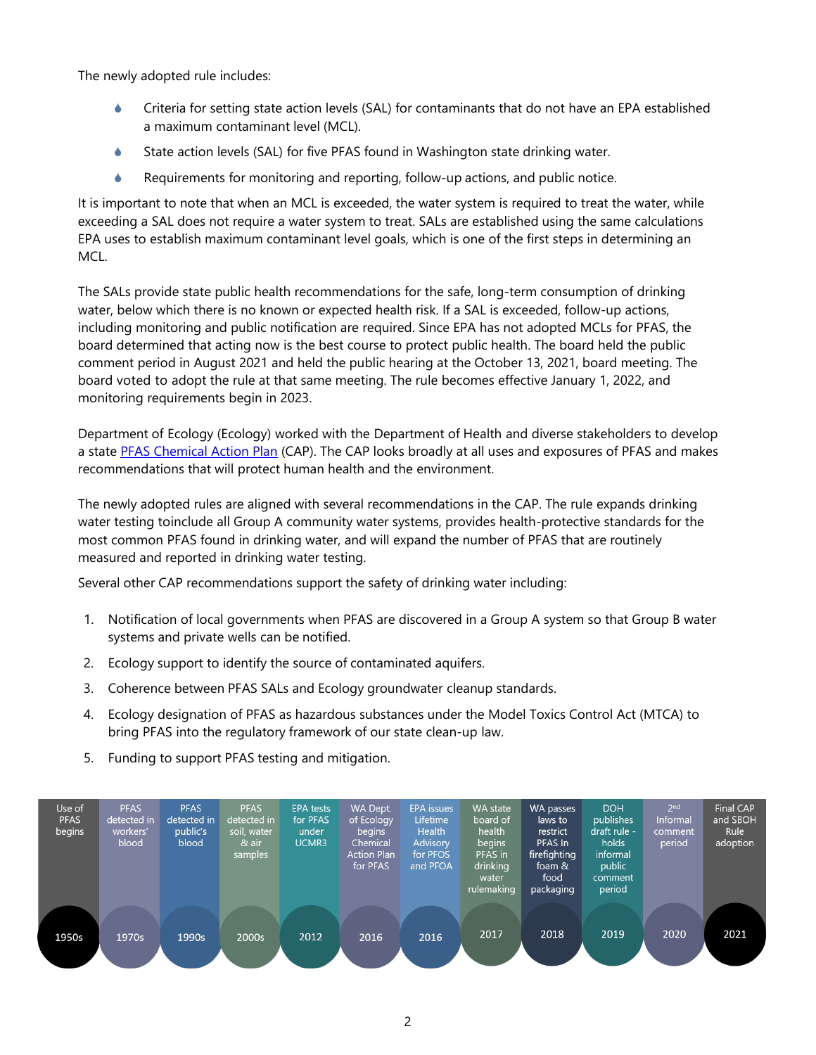The newly adopted rule includes:

- Criteria for setting state action levels (SAL) for contaminants that do not have an EPA established a maximum contaminant level (MCL).
- State action levels (SAL) for five PFAS found in Washington state drinking water.
- Requirements for monitoring and reporting, follow-up actions, and public notice.

It is important to note that when an MCL is exceeded, the water system is required to treat the water, while exceeding a SAL does not require a water system to treat. SALs are established using the same calculations EPA uses to establish maximum contaminant level goals, which is one of the first steps in determining an MCL.

The SALs provide state public health recommendations for the safe, long-term consumption of drinking water, below which there is no known or expected health risk. If a SAL is exceeded, follow-up actions, including monitoring and public notification are required. Since EPA has not adopted MCLs for PFAS, the board determined that acting now is the best course to protect public health. The board held the public comment period in August 2021 and held the public hearing at the October 13, 2021, board meeting. The board voted to adopt the rule at that same meeting. The rule becomes effective January 1, 2022, and monitoring requirements begin in 2023.

Department of Ecology (Ecology) worked with the Department of Health and diverse stakeholders to develop a state PFAS Chemical Action Plan (CAP). The CAP looks broadly at all uses and exposures of PFAS and makes recommendations that will protect human health and the environment.

The newly adopted rules are aligned with several recommendations in the CAP. The rule expands drinking water testing toinclude all Group A community water systems, provides health-protective standards for the most common PFAS found in drinking water, and will expand the number of PFAS that are routinely measured and reported in drinking water testing.

Several other CAP recommendations support the safety of drinking water including:

1. Notification of local governments when PFAS are discovered in a Group A system so that Group B water systems and private wells can be notified.
2. Ecology support to identify the source of contaminated aquifers.
3. Coherence between PFAS SALs and Ecology groundwater cleanup standards.
4. Ecology designation of PFAS as hazardous substances under the Model Toxics Control Act (MTCA) to bring PFAS into the regulatory framework of our state clean-up law.
5. Funding to support PFAS testing and mitigation.

| 1950s | 1970s | 1990s | 2000s | 2012 | 2016 | 2016 | 2017 | 2018 | 2019 | 2020 | 2021 |
|---|---|---|---|---|---|---|---|---|---|---|---|
| Use of PFAS begins | PFAS detected in workers' blood | PFAS detected in public's blood | PFAS detected in soil, water & air samples | EPA tests for PFAS under UCMR3 | WA Dept. of Ecology begins Chemical Action Plan for PFAS | EPA issues Lifetime Health Advisory for PFOS and PFOA | WA state board of health begins PFAS in drinking water rulemaking | WA passes laws to restrict PFAS In firefighting foam & food packaging | DOH publishes draft rule - holds informal public comment period | 2nd Informal comment period | Final CAP and SBOH Rule adoption |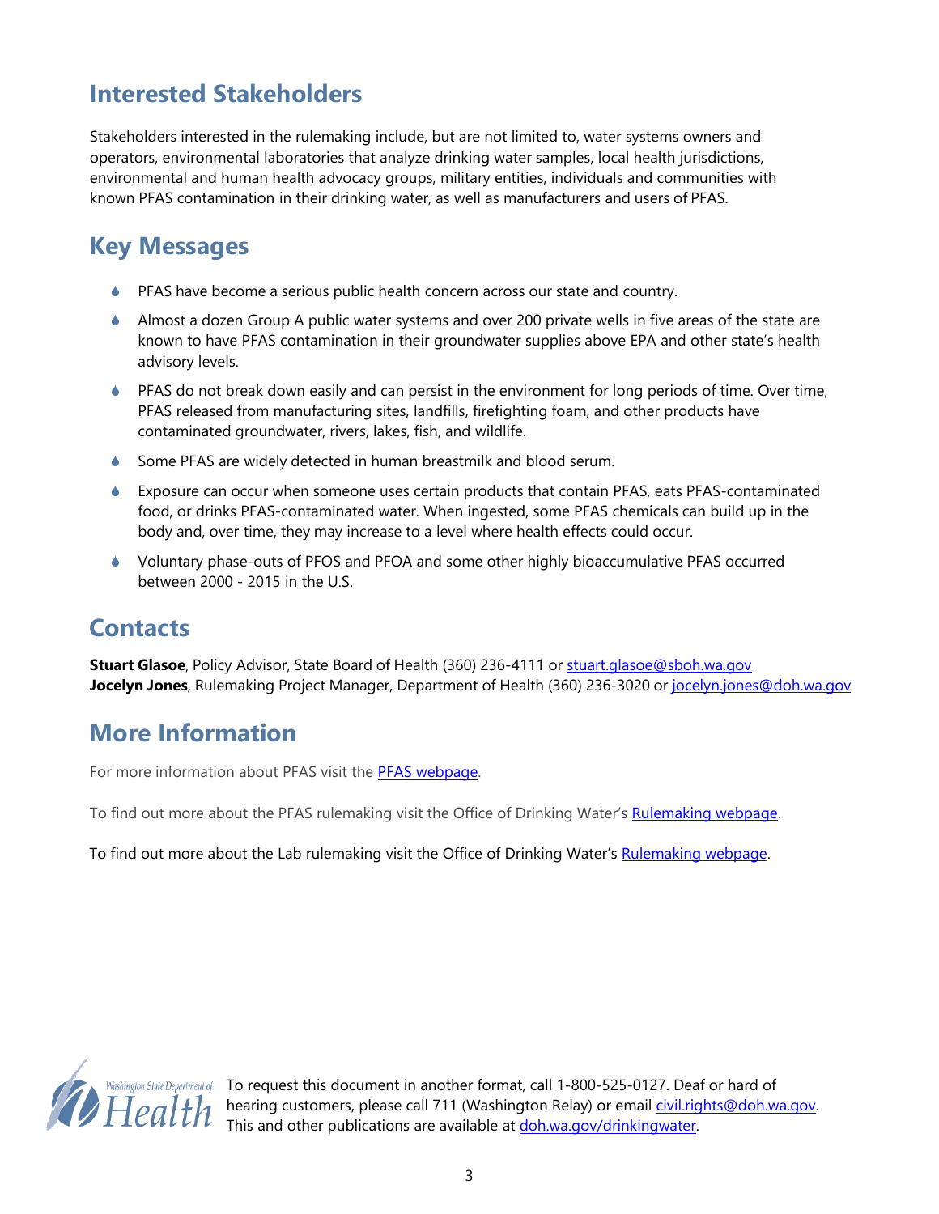## Interested Stakeholders

Stakeholders interested in the rulemaking include, but are not limited to, water systems owners and operators, environmental laboratories that analyze drinking water samples, local health jurisdictions, environmental and human health advocacy groups, military entities, individuals and communities with known PFAS contamination in their drinking water, as well as manufacturers and users of PFAS.

## Key Messages

- PFAS have become a serious public health concern across our state and country.
- Almost a dozen Group A public water systems and over 200 private wells in five areas of the state are known to have PFAS contamination in their groundwater supplies above EPA and other state's health advisory levels.
- PFAS do not break down easily and can persist in the environment for long periods of time. Over time, PFAS released from manufacturing sites, landfills, firefighting foam, and other products have contaminated groundwater, rivers, lakes, fish, and wildlife.
- Some PFAS are widely detected in human breastmilk and blood serum.
- Exposure can occur when someone uses certain products that contain PFAS, eats PFAS-contaminated food, or drinks PFAS-contaminated water. When ingested, some PFAS chemicals can build up in the body and, over time, they may increase to a level where health effects could occur.
- Voluntary phase-outs of PFOS and PFOA and some other highly bioaccumulative PFAS occurred between 2000 - 2015 in the U.S.

## Contacts

**Stuart Glasoe**, Policy Advisor, State Board of Health (360) 236-4111 or stuart.glasoe@sboh.wa.gov
**Jocelyn Jones**, Rulemaking Project Manager, Department of Health (360) 236-3020 or jocelyn.jones@doh.wa.gov

## More Information

For more information about PFAS visit the PFAS webpage.

To find out more about the PFAS rulemaking visit the Office of Drinking Water's Rulemaking webpage.

To find out more about the Lab rulemaking visit the Office of Drinking Water's Rulemaking webpage.

Washington State Department of Health

To request this document in another format, call 1-800-525-0127. Deaf or hard of hearing customers, please call 711 (Washington Relay) or email civil.rights@doh.wa.gov. This and other publications are available at doh.wa.gov/drinkingwater.